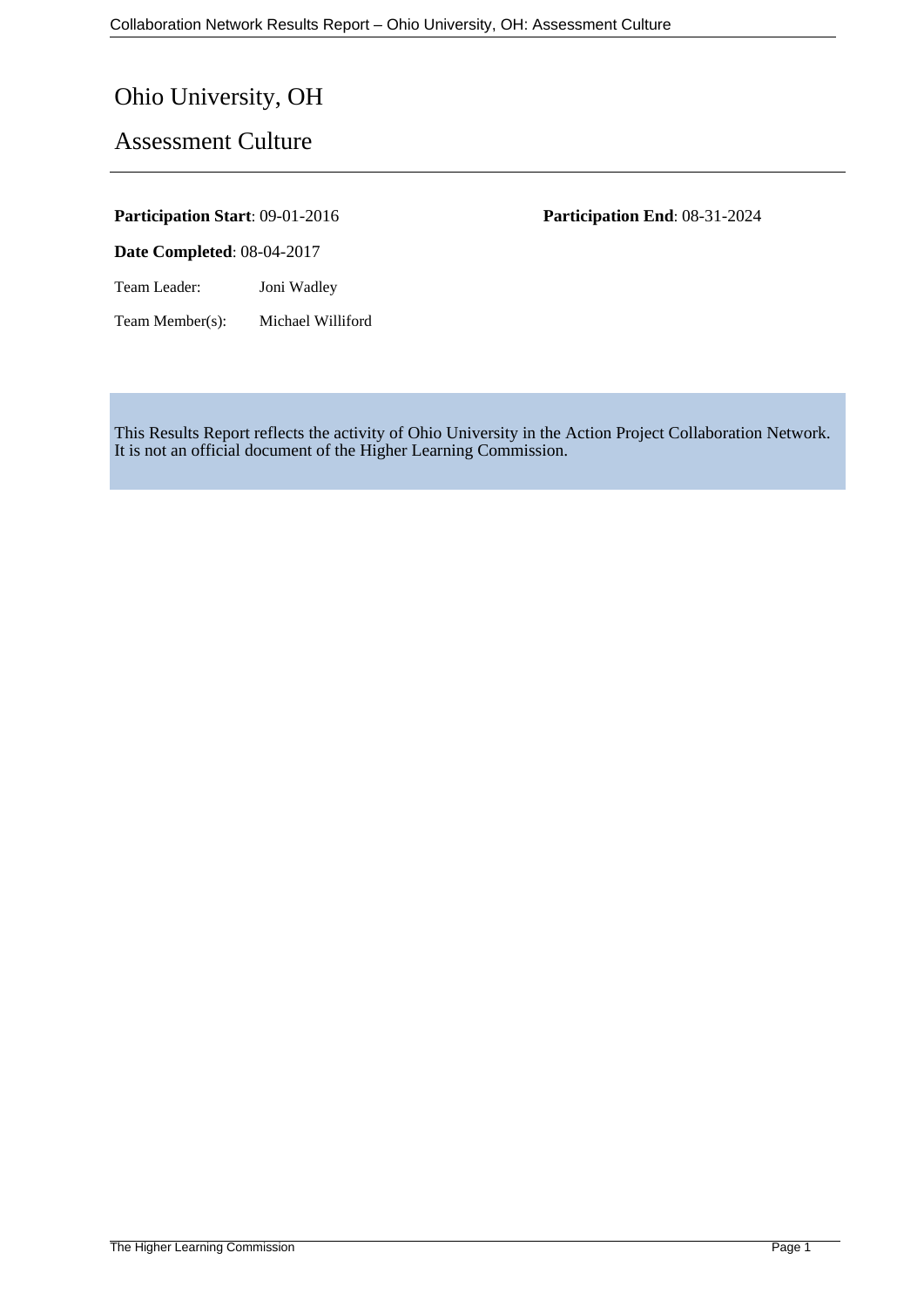# Ohio University, OH

## Assessment Culture

**Participation Start**: 09-01-2016

**Participation End**: 08-31-2024

**Date Completed**: 08-04-2017

Team Leader: Joni Wadley

Team Member(s): Michael Williford

This Results Report reflects the activity of Ohio University in the Action Project Collaboration Network. It is not an official document of the Higher Learning Commission.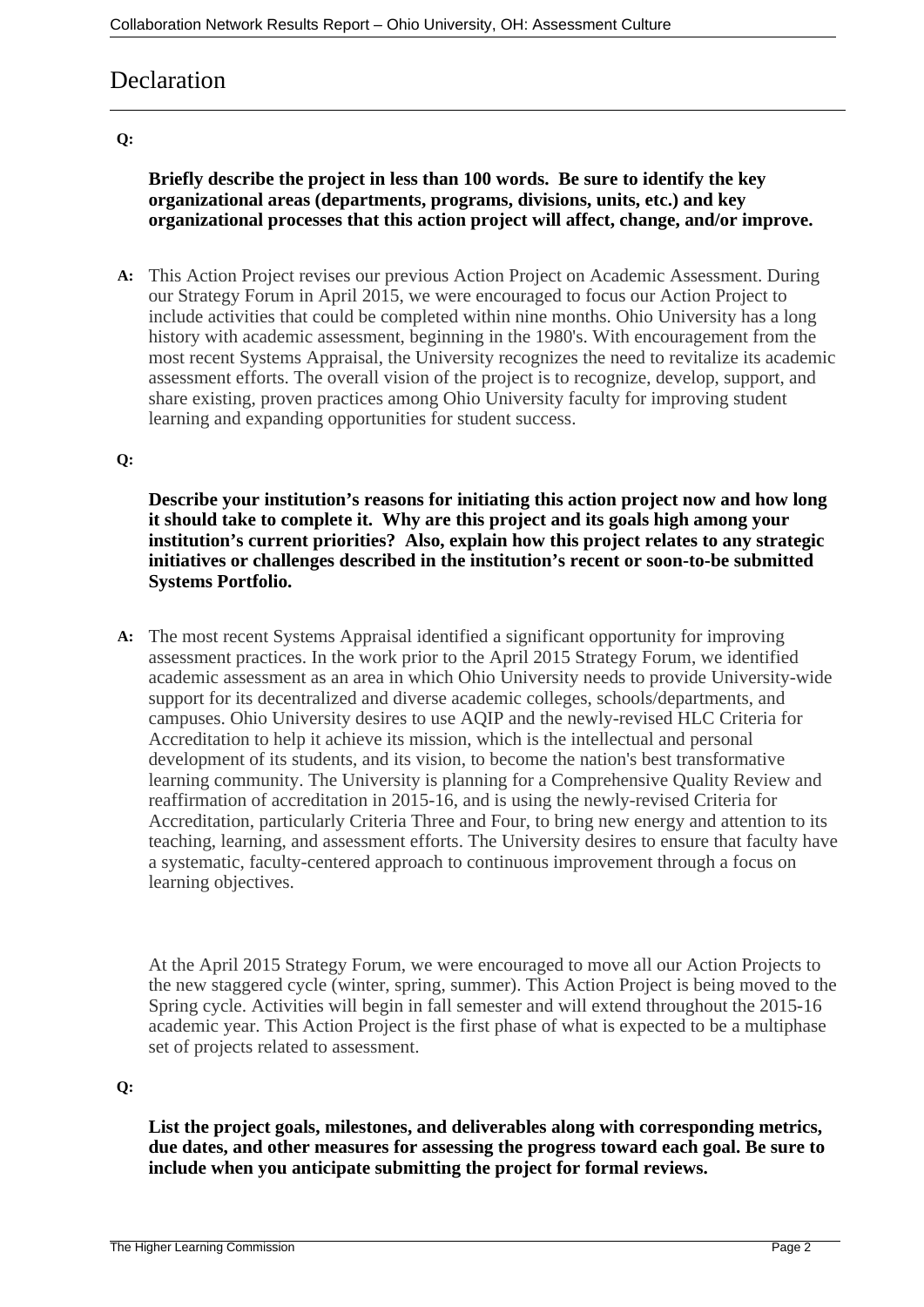# Declaration

**Q:**

**Briefly describe the project in less than 100 words. Be sure to identify the key organizational areas (departments, programs, divisions, units, etc.) and key organizational processes that this action project will affect, change, and/or improve.**

**A:** This Action Project revises our previous Action Project on Academic Assessment. During our Strategy Forum in April 2015, we were encouraged to focus our Action Project to include activities that could be completed within nine months. Ohio University has a long history with academic assessment, beginning in the 1980's. With encouragement from the most recent Systems Appraisal, the University recognizes the need to revitalize its academic assessment efforts. The overall vision of the project is to recognize, develop, support, and share existing, proven practices among Ohio University faculty for improving student learning and expanding opportunities for student success.

**Q:**

**Describe your institution's reasons for initiating this action project now and how long it should take to complete it. Why are this project and its goals high among your institution's current priorities? Also, explain how this project relates to any strategic initiatives or challenges described in the institution's recent or soon-to-be submitted Systems Portfolio.**

**A:** The most recent Systems Appraisal identified a significant opportunity for improving assessment practices. In the work prior to the April 2015 Strategy Forum, we identified academic assessment as an area in which Ohio University needs to provide University-wide support for its decentralized and diverse academic colleges, schools/departments, and campuses. Ohio University desires to use AQIP and the newly-revised HLC Criteria for Accreditation to help it achieve its mission, which is the intellectual and personal development of its students, and its vision, to become the nation's best transformative learning community. The University is planning for a Comprehensive Quality Review and reaffirmation of accreditation in 2015-16, and is using the newly-revised Criteria for Accreditation, particularly Criteria Three and Four, to bring new energy and attention to its teaching, learning, and assessment efforts. The University desires to ensure that faculty have a systematic, faculty-centered approach to continuous improvement through a focus on learning objectives.

At the April 2015 Strategy Forum, we were encouraged to move all our Action Projects to the new staggered cycle (winter, spring, summer). This Action Project is being moved to the Spring cycle. Activities will begin in fall semester and will extend throughout the 2015-16 academic year. This Action Project is the first phase of what is expected to be a multiphase set of projects related to assessment.

**Q:**

**List the project goals, milestones, and deliverables along with corresponding metrics, due dates, and other measures for assessing the progress toward each goal. Be sure to include when you anticipate submitting the project for formal reviews.**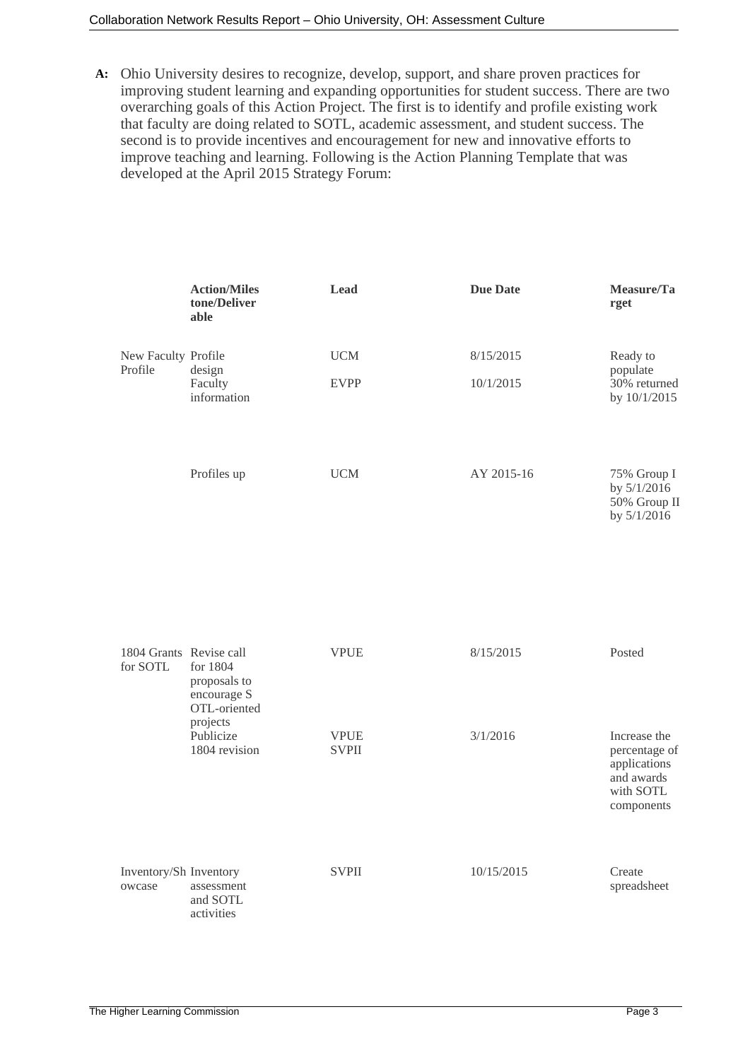**A:** Ohio University desires to recognize, develop, support, and share proven practices for improving student learning and expanding opportunities for student success. There are two overarching goals of this Action Project. The first is to identify and profile existing work that faculty are doing related to SOTL, academic assessment, and student success. The second is to provide incentives and encouragement for new and innovative efforts to improve teaching and learning. Following is the Action Planning Template that was developed at the April 2015 Strategy Forum:

| | Action/Milestone/Deliverable | Lead | Due Date | Measure/Target |
|---|---|---|---|---|
| New Faculty Profile | Profile design | UCM | 8/15/2015 | Ready to populate |
| | Faculty information | EVPP | 10/1/2015 | 30% returned by 10/1/2015 |
| | Profiles up | UCM | AY 2015-16 | 75% Group I by 5/1/2016 50% Group II by 5/1/2016 |
| 1804 Grants for SOTL | Revise call for 1804 proposals to encourage SOTL-oriented projects | VPUE | 8/15/2015 | Posted |
| | Publicize 1804 revision | VPUE SVPII | 3/1/2016 | Increase the percentage of applications and awards with SOTL components |
| Inventory/Showcase | Inventory assessment and SOTL activities | SVPII | 10/15/2015 | Create spreadsheet |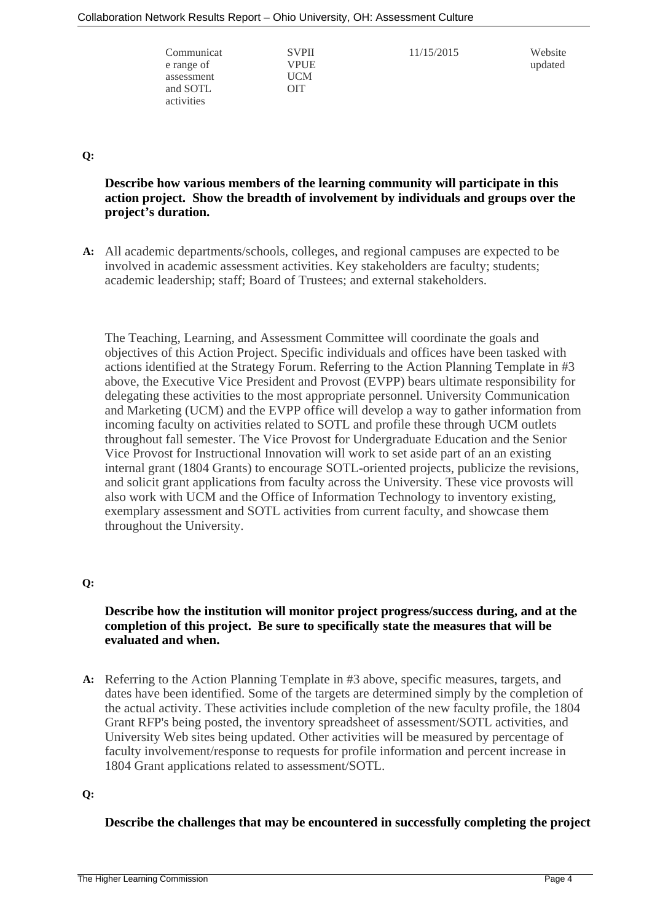| Communicate range of assessment and SOTL activities | SVPII VPUE UCM OIT | 11/15/2015 | Website updated |
|---|---|---|---|

**Q:**

**Describe how various members of the learning community will participate in this action project. Show the breadth of involvement by individuals and groups over the project's duration.**

**A:** All academic departments/schools, colleges, and regional campuses are expected to be involved in academic assessment activities. Key stakeholders are faculty; students; academic leadership; staff; Board of Trustees; and external stakeholders.

The Teaching, Learning, and Assessment Committee will coordinate the goals and objectives of this Action Project. Specific individuals and offices have been tasked with actions identified at the Strategy Forum. Referring to the Action Planning Template in #3 above, the Executive Vice President and Provost (EVPP) bears ultimate responsibility for delegating these activities to the most appropriate personnel. University Communication and Marketing (UCM) and the EVPP office will develop a way to gather information from incoming faculty on activities related to SOTL and profile these through UCM outlets throughout fall semester. The Vice Provost for Undergraduate Education and the Senior Vice Provost for Instructional Innovation will work to set aside part of an an existing internal grant (1804 Grants) to encourage SOTL-oriented projects, publicize the revisions, and solicit grant applications from faculty across the University. These vice provosts will also work with UCM and the Office of Information Technology to inventory existing, exemplary assessment and SOTL activities from current faculty, and showcase them throughout the University.

**Q:**

**Describe how the institution will monitor project progress/success during, and at the completion of this project. Be sure to specifically state the measures that will be evaluated and when.**

**A:** Referring to the Action Planning Template in #3 above, specific measures, targets, and dates have been identified. Some of the targets are determined simply by the completion of the actual activity. These activities include completion of the new faculty profile, the 1804 Grant RFP's being posted, the inventory spreadsheet of assessment/SOTL activities, and University Web sites being updated. Other activities will be measured by percentage of faculty involvement/response to requests for profile information and percent increase in 1804 Grant applications related to assessment/SOTL.

**Q:**

**Describe the challenges that may be encountered in successfully completing the project**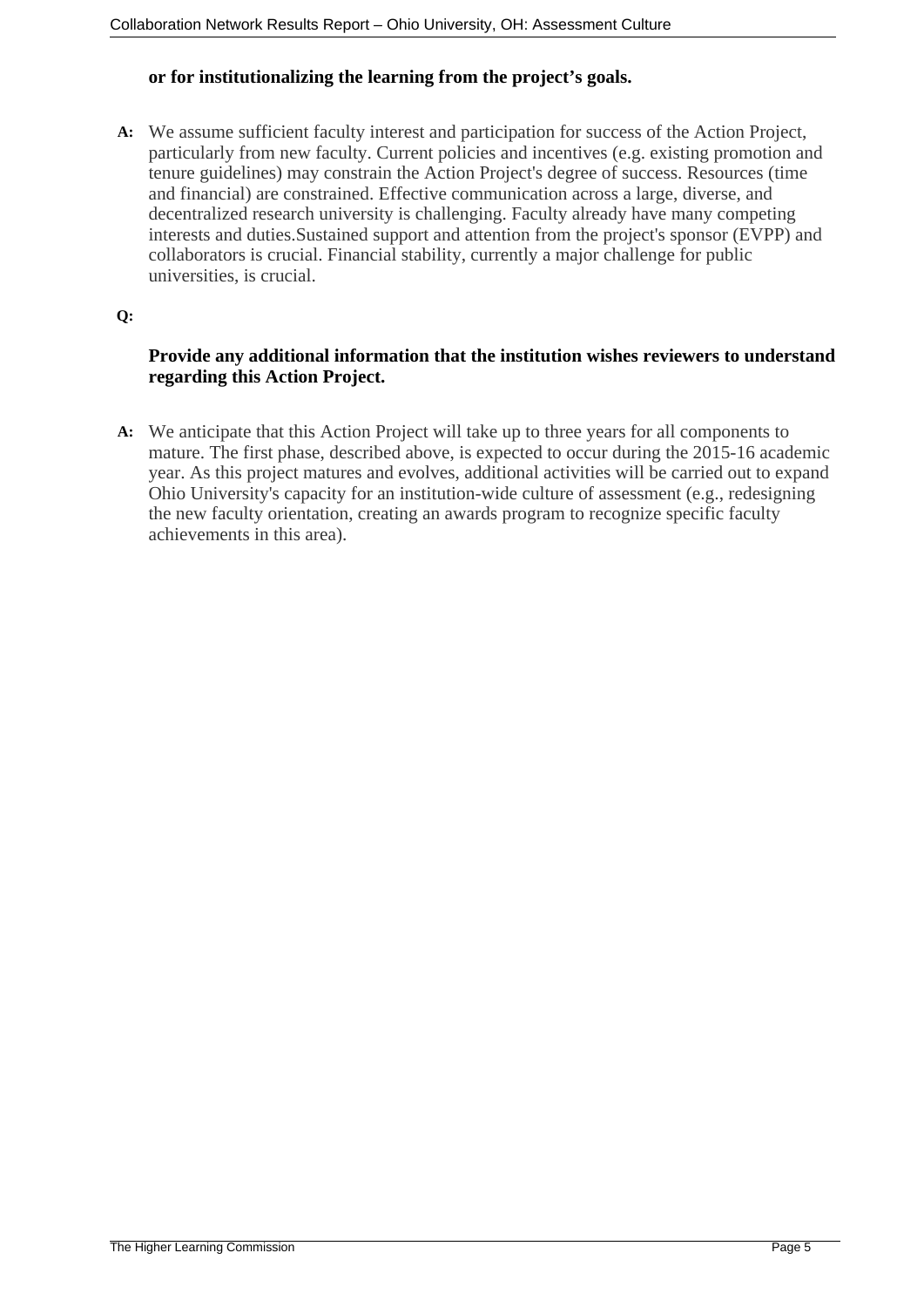**or for institutionalizing the learning from the project's goals.**

**A:** We assume sufficient faculty interest and participation for success of the Action Project, particularly from new faculty. Current policies and incentives (e.g. existing promotion and tenure guidelines) may constrain the Action Project's degree of success. Resources (time and financial) are constrained. Effective communication across a large, diverse, and decentralized research university is challenging. Faculty already have many competing interests and duties.Sustained support and attention from the project's sponsor (EVPP) and collaborators is crucial. Financial stability, currently a major challenge for public universities, is crucial.

**Q:**

**Provide any additional information that the institution wishes reviewers to understand regarding this Action Project.**

**A:** We anticipate that this Action Project will take up to three years for all components to mature. The first phase, described above, is expected to occur during the 2015-16 academic year. As this project matures and evolves, additional activities will be carried out to expand Ohio University's capacity for an institution-wide culture of assessment (e.g., redesigning the new faculty orientation, creating an awards program to recognize specific faculty achievements in this area).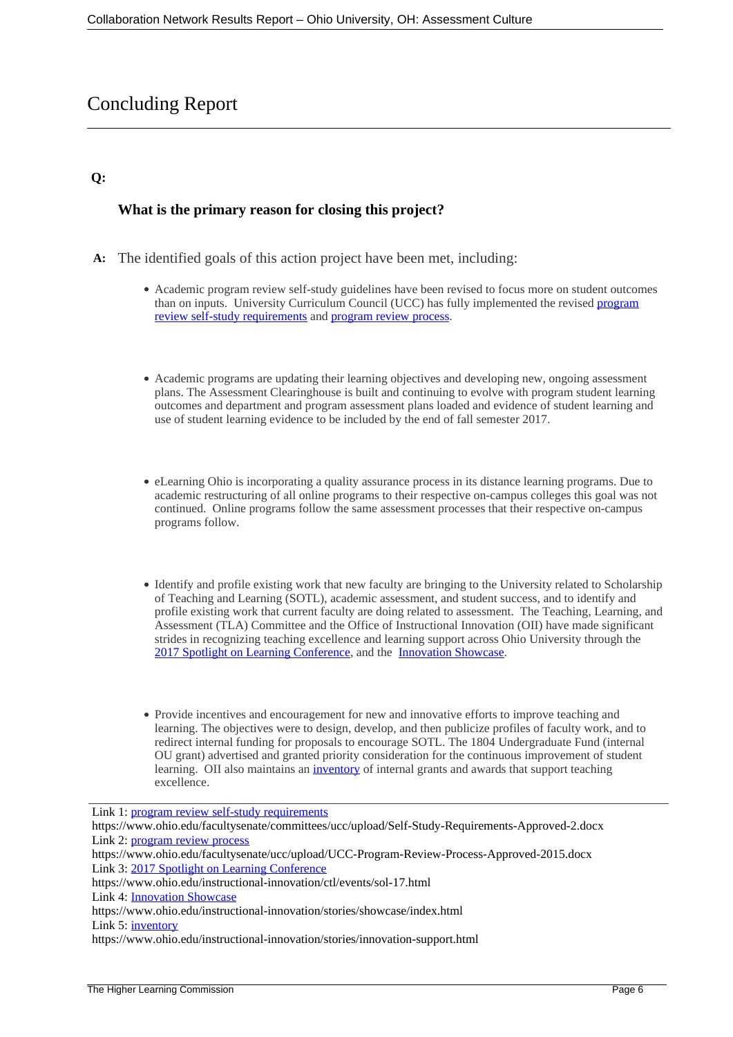# Concluding Report

**Q:**

**What is the primary reason for closing this project?**

**A:** The identified goals of this action project have been met, including:

- Academic program review self-study guidelines have been revised to focus more on student outcomes than on inputs. University Curriculum Council (UCC) has fully implemented the revised [program review self-study requirements](https://www.ohio.edu/facultysenate/committees/ucc/upload/Self-Study-Requirements-Approved-2.docx) and [program review process](https://www.ohio.edu/facultysenate/committees/ucc/upload/UCC-Program-Review-Process-Approved-2015.docx).

- Academic programs are updating their learning objectives and developing new, ongoing assessment plans. The Assessment Clearinghouse is built and continuing to evolve with program student learning outcomes and department and program assessment plans loaded and evidence of student learning and use of student learning evidence to be included by the end of fall semester 2017.

- eLearning Ohio is incorporating a quality assurance process in its distance learning programs. Due to academic restructuring of all online programs to their respective on-campus colleges this goal was not continued. Online programs follow the same assessment processes that their respective on-campus programs follow.

- Identify and profile existing work that new faculty are bringing to the University related to Scholarship of Teaching and Learning (SOTL), academic assessment, and student success, and to identify and profile existing work that current faculty are doing related to assessment. The Teaching, Learning, and Assessment (TLA) Committee and the Office of Instructional Innovation (OII) have made significant strides in recognizing teaching excellence and learning support across Ohio University through the [2017 Spotlight on Learning Conference](https://www.ohio.edu/instructional-innovation/ctl/events/sol-17.html), and the [Innovation Showcase](https://www.ohio.edu/instructional-innovation/stories/showcase/index.html).

- Provide incentives and encouragement for new and innovative efforts to improve teaching and learning. The objectives were to design, develop, and then publicize profiles of faculty work, and to redirect internal funding for proposals to encourage SOTL. The 1804 Undergraduate Fund (internal OU grant) advertised and granted priority consideration for the continuous improvement of student learning. OII also maintains an [inventory](https://www.ohio.edu/instructional-innovation/stories/innovation-support.html) of internal grants and awards that support teaching excellence.

---

Link 1: [program review self-study requirements](https://www.ohio.edu/facultysenate/committees/ucc/upload/Self-Study-Requirements-Approved-2.docx)
https://www.ohio.edu/facultysenate/committees/ucc/upload/Self-Study-Requirements-Approved-2.docx
Link 2: [program review process](https://www.ohio.edu/facultysenate/committees/ucc/upload/UCC-Program-Review-Process-Approved-2015.docx)
https://www.ohio.edu/facultysenate/committees/ucc/upload/UCC-Program-Review-Process-Approved-2015.docx
Link 3: [2017 Spotlight on Learning Conference](https://www.ohio.edu/instructional-innovation/ctl/events/sol-17.html)
https://www.ohio.edu/instructional-innovation/ctl/events/sol-17.html
Link 4: [Innovation Showcase](https://www.ohio.edu/instructional-innovation/stories/showcase/index.html)
https://www.ohio.edu/instructional-innovation/stories/showcase/index.html
Link 5: [inventory](https://www.ohio.edu/instructional-innovation/stories/innovation-support.html)
https://www.ohio.edu/instructional-innovation/stories/innovation-support.html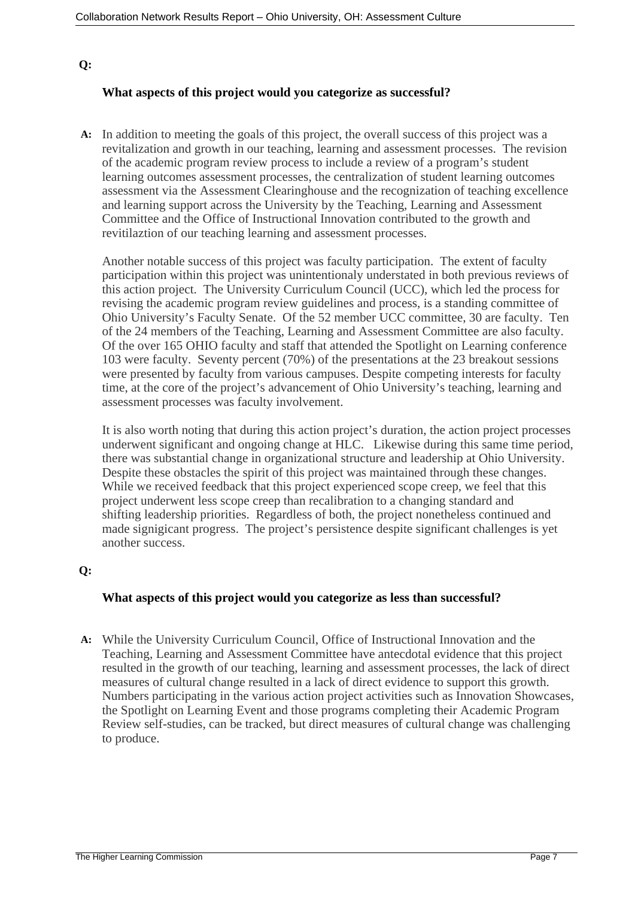**Q:**

**What aspects of this project would you categorize as successful?**

**A:** In addition to meeting the goals of this project, the overall success of this project was a revitalization and growth in our teaching, learning and assessment processes. The revision of the academic program review process to include a review of a program's student learning outcomes assessment processes, the centralization of student learning outcomes assessment via the Assessment Clearinghouse and the recognization of teaching excellence and learning support across the University by the Teaching, Learning and Assessment Committee and the Office of Instructional Innovation contributed to the growth and revitilaztion of our teaching learning and assessment processes.

Another notable success of this project was faculty participation. The extent of faculty participation within this project was unintentionaly understated in both previous reviews of this action project. The University Curriculum Council (UCC), which led the process for revising the academic program review guidelines and process, is a standing committee of Ohio University's Faculty Senate. Of the 52 member UCC committee, 30 are faculty. Ten of the 24 members of the Teaching, Learning and Assessment Committee are also faculty. Of the over 165 OHIO faculty and staff that attended the Spotlight on Learning conference 103 were faculty. Seventy percent (70%) of the presentations at the 23 breakout sessions were presented by faculty from various campuses. Despite competing interests for faculty time, at the core of the project's advancement of Ohio University's teaching, learning and assessment processes was faculty involvement.

It is also worth noting that during this action project's duration, the action project processes underwent significant and ongoing change at HLC. Likewise during this same time period, there was substantial change in organizational structure and leadership at Ohio University. Despite these obstacles the spirit of this project was maintained through these changes. While we received feedback that this project experienced scope creep, we feel that this project underwent less scope creep than recalibration to a changing standard and shifting leadership priorities. Regardless of both, the project nonetheless continued and made signigicant progress. The project's persistence despite significant challenges is yet another success.

**Q:**

**What aspects of this project would you categorize as less than successful?**

**A:** While the University Curriculum Council, Office of Instructional Innovation and the Teaching, Learning and Assessment Committee have antecdotal evidence that this project resulted in the growth of our teaching, learning and assessment processes, the lack of direct measures of cultural change resulted in a lack of direct evidence to support this growth. Numbers participating in the various action project activities such as Innovation Showcases, the Spotlight on Learning Event and those programs completing their Academic Program Review self-studies, can be tracked, but direct measures of cultural change was challenging to produce.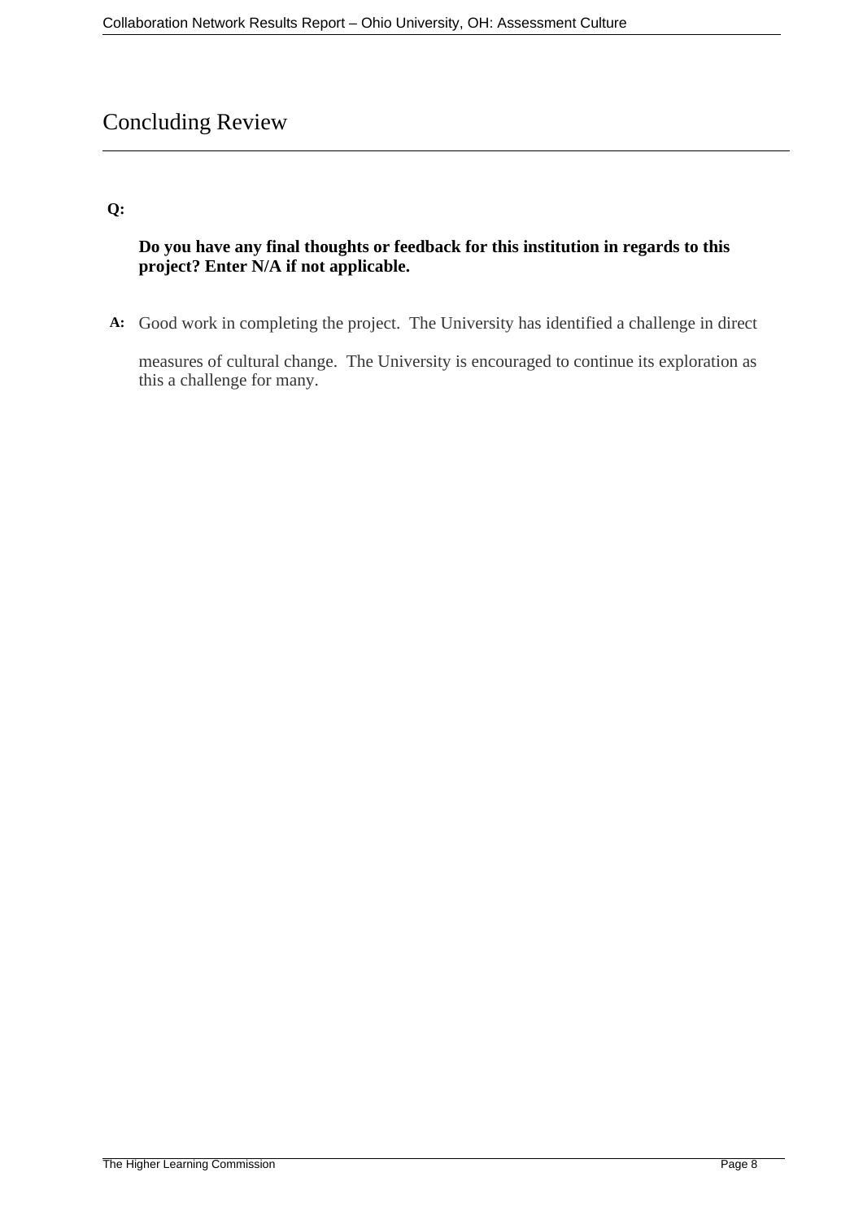# Concluding Review

**Q:**

**Do you have any final thoughts or feedback for this institution in regards to this project? Enter N/A if not applicable.**

**A:** Good work in completing the project. The University has identified a challenge in direct measures of cultural change. The University is encouraged to continue its exploration as this a challenge for many.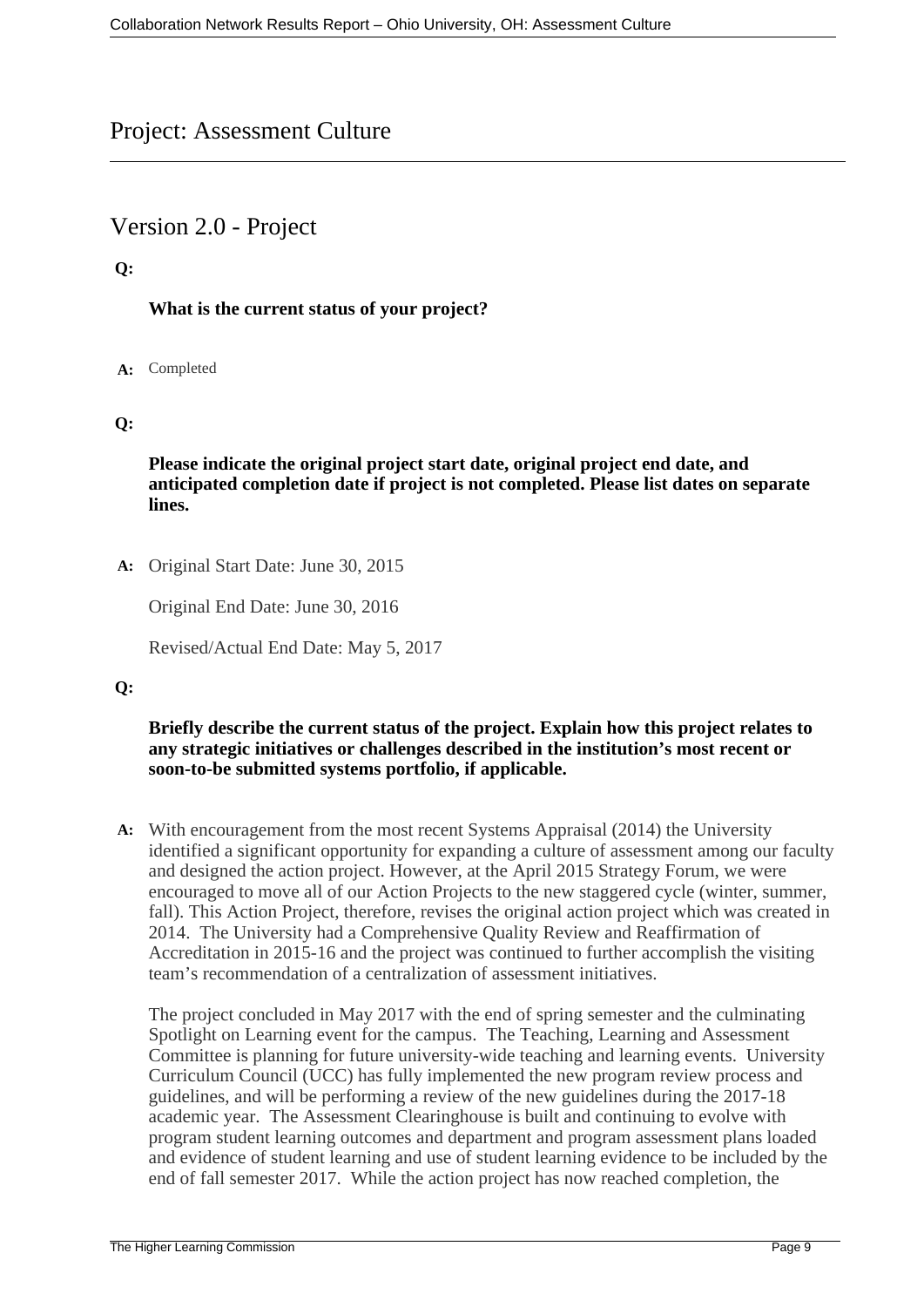# Project: Assessment Culture

## Version 2.0 - Project

**Q:**

**What is the current status of your project?**

**A:** Completed

**Q:**

**Please indicate the original project start date, original project end date, and anticipated completion date if project is not completed. Please list dates on separate lines.**

**A:** Original Start Date: June 30, 2015

Original End Date: June 30, 2016

Revised/Actual End Date: May 5, 2017

**Q:**

**Briefly describe the current status of the project. Explain how this project relates to any strategic initiatives or challenges described in the institution's most recent or soon-to-be submitted systems portfolio, if applicable.**

**A:** With encouragement from the most recent Systems Appraisal (2014) the University identified a significant opportunity for expanding a culture of assessment among our faculty and designed the action project. However, at the April 2015 Strategy Forum, we were encouraged to move all of our Action Projects to the new staggered cycle (winter, summer, fall). This Action Project, therefore, revises the original action project which was created in 2014. The University had a Comprehensive Quality Review and Reaffirmation of Accreditation in 2015-16 and the project was continued to further accomplish the visiting team's recommendation of a centralization of assessment initiatives.

The project concluded in May 2017 with the end of spring semester and the culminating Spotlight on Learning event for the campus. The Teaching, Learning and Assessment Committee is planning for future university-wide teaching and learning events. University Curriculum Council (UCC) has fully implemented the new program review process and guidelines, and will be performing a review of the new guidelines during the 2017-18 academic year. The Assessment Clearinghouse is built and continuing to evolve with program student learning outcomes and department and program assessment plans loaded and evidence of student learning and use of student learning evidence to be included by the end of fall semester 2017. While the action project has now reached completion, the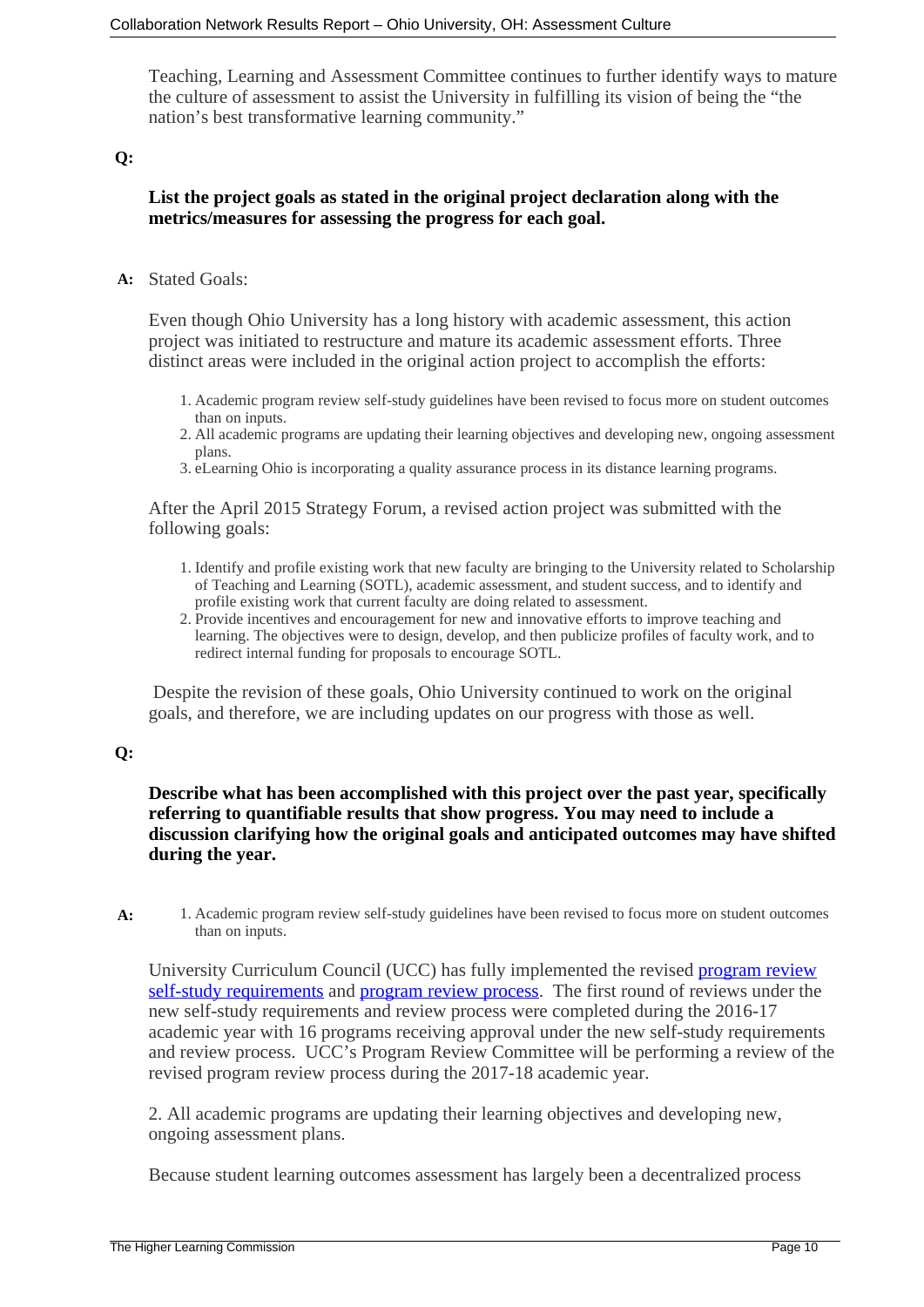Teaching, Learning and Assessment Committee continues to further identify ways to mature the culture of assessment to assist the University in fulfilling its vision of being the "the nation's best transformative learning community."

**Q:**

**List the project goals as stated in the original project declaration along with the metrics/measures for assessing the progress for each goal.**

**A:** Stated Goals:

Even though Ohio University has a long history with academic assessment, this action project was initiated to restructure and mature its academic assessment efforts. Three distinct areas were included in the original action project to accomplish the efforts:

1. Academic program review self-study guidelines have been revised to focus more on student outcomes than on inputs.
2. All academic programs are updating their learning objectives and developing new, ongoing assessment plans.
3. eLearning Ohio is incorporating a quality assurance process in its distance learning programs.

After the April 2015 Strategy Forum, a revised action project was submitted with the following goals:

1. Identify and profile existing work that new faculty are bringing to the University related to Scholarship of Teaching and Learning (SOTL), academic assessment, and student success, and to identify and profile existing work that current faculty are doing related to assessment.
2. Provide incentives and encouragement for new and innovative efforts to improve teaching and learning. The objectives were to design, develop, and then publicize profiles of faculty work, and to redirect internal funding for proposals to encourage SOTL.

Despite the revision of these goals, Ohio University continued to work on the original goals, and therefore, we are including updates on our progress with those as well.

**Q:**

**Describe what has been accomplished with this project over the past year, specifically referring to quantifiable results that show progress. You may need to include a discussion clarifying how the original goals and anticipated outcomes may have shifted during the year.**

**A:**

1. Academic program review self-study guidelines have been revised to focus more on student outcomes than on inputs.

University Curriculum Council (UCC) has fully implemented the revised program review self-study requirements and program review process. The first round of reviews under the new self-study requirements and review process were completed during the 2016-17 academic year with 16 programs receiving approval under the new self-study requirements and review process. UCC's Program Review Committee will be performing a review of the revised program review process during the 2017-18 academic year.

2. All academic programs are updating their learning objectives and developing new, ongoing assessment plans.

Because student learning outcomes assessment has largely been a decentralized process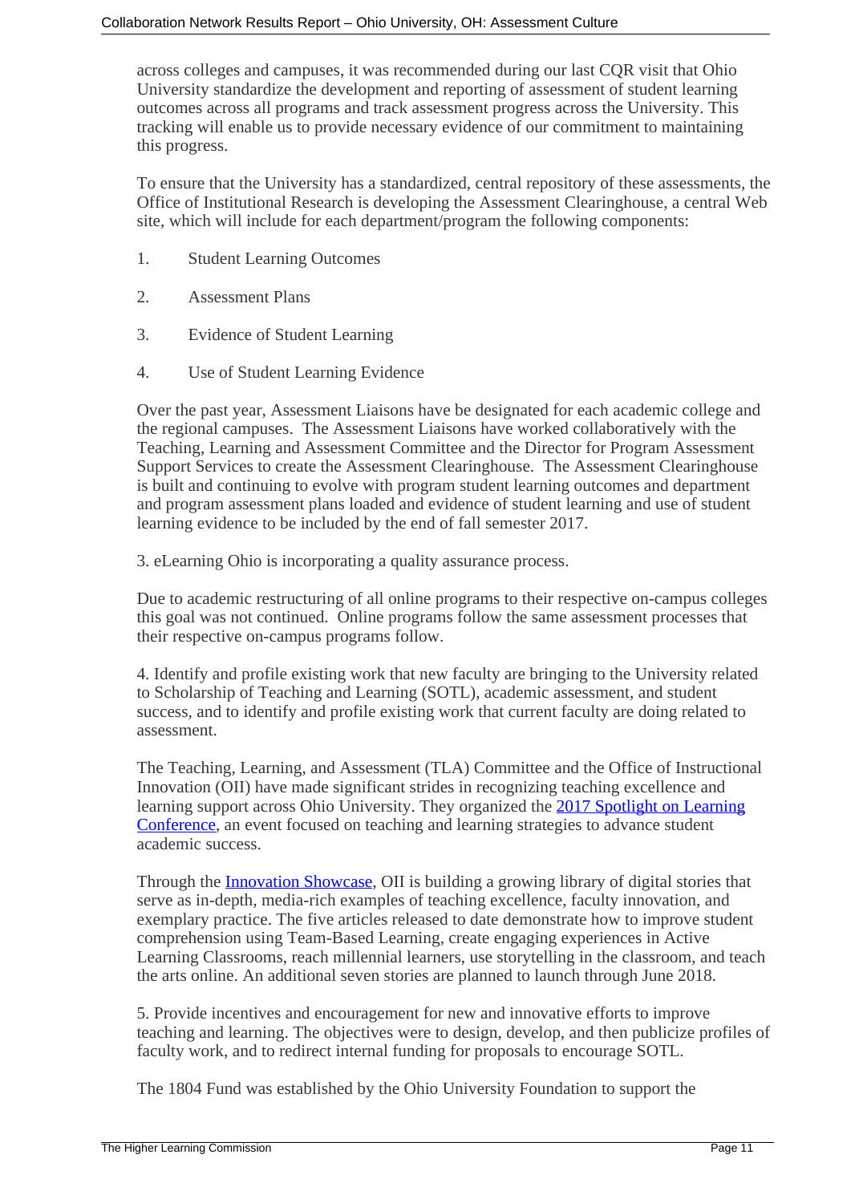across colleges and campuses, it was recommended during our last CQR visit that Ohio University standardize the development and reporting of assessment of student learning outcomes across all programs and track assessment progress across the University. This tracking will enable us to provide necessary evidence of our commitment to maintaining this progress.

To ensure that the University has a standardized, central repository of these assessments, the Office of Institutional Research is developing the Assessment Clearinghouse, a central Web site, which will include for each department/program the following components:

1. Student Learning Outcomes
2. Assessment Plans
3. Evidence of Student Learning
4. Use of Student Learning Evidence

Over the past year, Assessment Liaisons have be designated for each academic college and the regional campuses. The Assessment Liaisons have worked collaboratively with the Teaching, Learning and Assessment Committee and the Director for Program Assessment Support Services to create the Assessment Clearinghouse. The Assessment Clearinghouse is built and continuing to evolve with program student learning outcomes and department and program assessment plans loaded and evidence of student learning and use of student learning evidence to be included by the end of fall semester 2017.

3. eLearning Ohio is incorporating a quality assurance process.

Due to academic restructuring of all online programs to their respective on-campus colleges this goal was not continued. Online programs follow the same assessment processes that their respective on-campus programs follow.

4. Identify and profile existing work that new faculty are bringing to the University related to Scholarship of Teaching and Learning (SOTL), academic assessment, and student success, and to identify and profile existing work that current faculty are doing related to assessment.

The Teaching, Learning, and Assessment (TLA) Committee and the Office of Instructional Innovation (OII) have made significant strides in recognizing teaching excellence and learning support across Ohio University. They organized the 2017 Spotlight on Learning Conference, an event focused on teaching and learning strategies to advance student academic success.

Through the Innovation Showcase, OII is building a growing library of digital stories that serve as in-depth, media-rich examples of teaching excellence, faculty innovation, and exemplary practice. The five articles released to date demonstrate how to improve student comprehension using Team-Based Learning, create engaging experiences in Active Learning Classrooms, reach millennial learners, use storytelling in the classroom, and teach the arts online. An additional seven stories are planned to launch through June 2018.

5. Provide incentives and encouragement for new and innovative efforts to improve teaching and learning. The objectives were to design, develop, and then publicize profiles of faculty work, and to redirect internal funding for proposals to encourage SOTL.

The 1804 Fund was established by the Ohio University Foundation to support the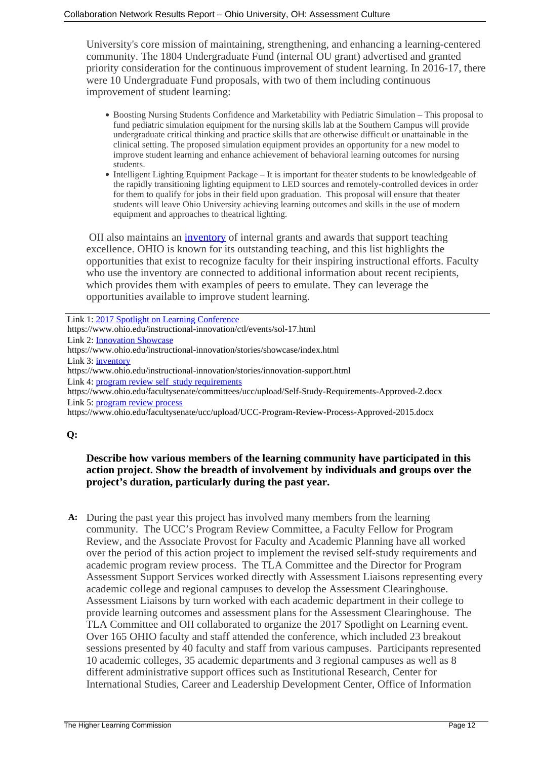University's core mission of maintaining, strengthening, and enhancing a learning-centered community. The 1804 Undergraduate Fund (internal OU grant) advertised and granted priority consideration for the continuous improvement of student learning. In 2016-17, there were 10 Undergraduate Fund proposals, with two of them including continuous improvement of student learning:

- Boosting Nursing Students Confidence and Marketability with Pediatric Simulation – This proposal to fund pediatric simulation equipment for the nursing skills lab at the Southern Campus will provide undergraduate critical thinking and practice skills that are otherwise difficult or unattainable in the clinical setting. The proposed simulation equipment provides an opportunity for a new model to improve student learning and enhance achievement of behavioral learning outcomes for nursing students.
- Intelligent Lighting Equipment Package – It is important for theater students to be knowledgeable of the rapidly transitioning lighting equipment to LED sources and remotely-controlled devices in order for them to qualify for jobs in their field upon graduation. This proposal will ensure that theater students will leave Ohio University achieving learning outcomes and skills in the use of modern equipment and approaches to theatrical lighting.

OII also maintains an inventory of internal grants and awards that support teaching excellence. OHIO is known for its outstanding teaching, and this list highlights the opportunities that exist to recognize faculty for their inspiring instructional efforts. Faculty who use the inventory are connected to additional information about recent recipients, which provides them with examples of peers to emulate. They can leverage the opportunities available to improve student learning.

---

Link 1: 2017 Spotlight on Learning Conference
https://www.ohio.edu/instructional-innovation/ctl/events/sol-17.html
Link 2: Innovation Showcase
https://www.ohio.edu/instructional-innovation/stories/showcase/index.html
Link 3: inventory
https://www.ohio.edu/instructional-innovation/stories/innovation-support.html
Link 4: program review self study requirements
https://www.ohio.edu/facultysenate/committees/ucc/upload/Self-Study-Requirements-Approved-2.docx
Link 5: program review process
https://www.ohio.edu/facultysenate/ucc/upload/UCC-Program-Review-Process-Approved-2015.docx

**Q:**

**Describe how various members of the learning community have participated in this action project. Show the breadth of involvement by individuals and groups over the project's duration, particularly during the past year.**

**A:** During the past year this project has involved many members from the learning community. The UCC's Program Review Committee, a Faculty Fellow for Program Review, and the Associate Provost for Faculty and Academic Planning have all worked over the period of this action project to implement the revised self-study requirements and academic program review process. The TLA Committee and the Director for Program Assessment Support Services worked directly with Assessment Liaisons representing every academic college and regional campuses to develop the Assessment Clearinghouse. Assessment Liaisons by turn worked with each academic department in their college to provide learning outcomes and assessment plans for the Assessment Clearinghouse. The TLA Committee and OII collaborated to organize the 2017 Spotlight on Learning event. Over 165 OHIO faculty and staff attended the conference, which included 23 breakout sessions presented by 40 faculty and staff from various campuses. Participants represented 10 academic colleges, 35 academic departments and 3 regional campuses as well as 8 different administrative support offices such as Institutional Research, Center for International Studies, Career and Leadership Development Center, Office of Information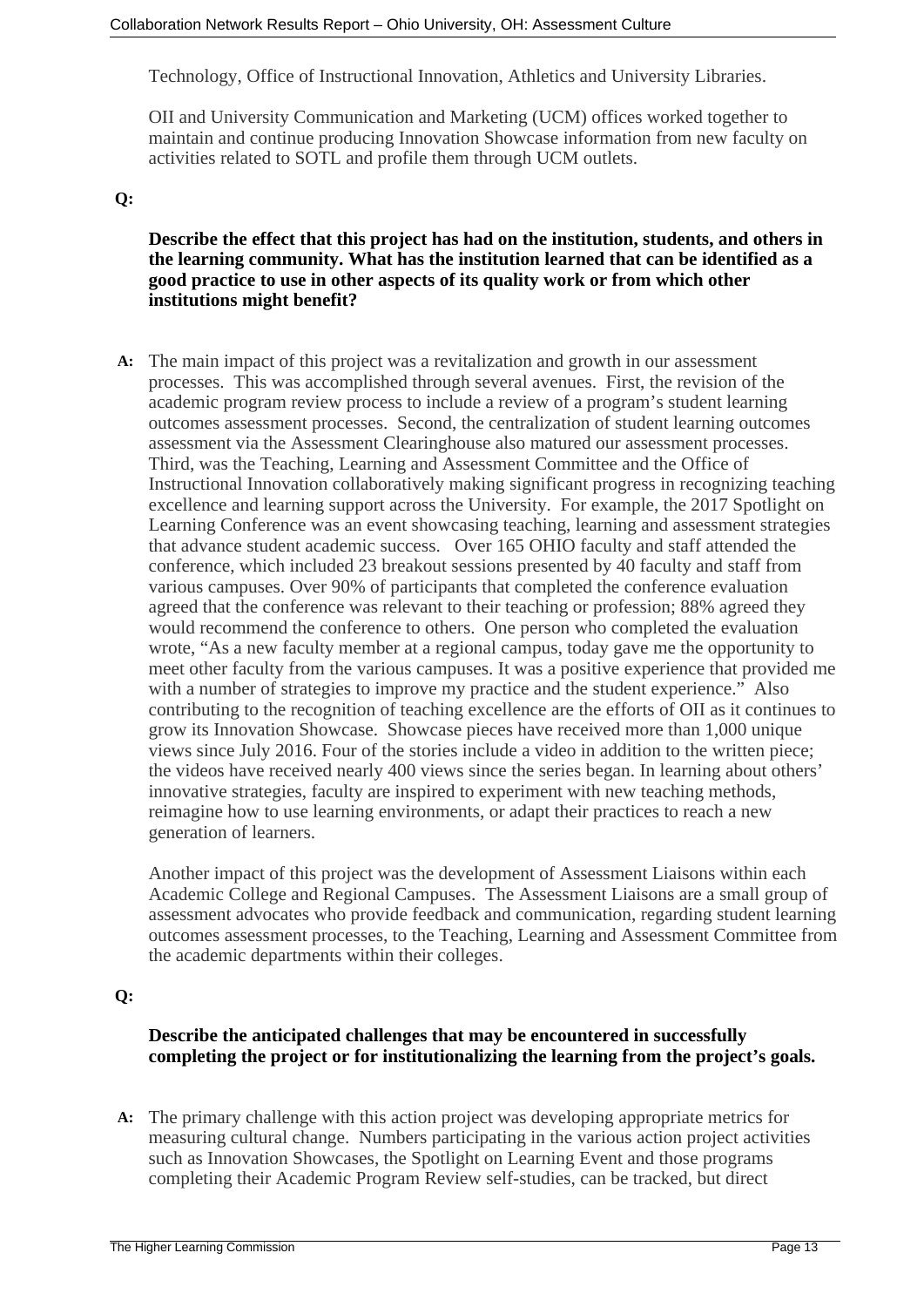Technology, Office of Instructional Innovation, Athletics and University Libraries.

OII and University Communication and Marketing (UCM) offices worked together to maintain and continue producing Innovation Showcase information from new faculty on activities related to SOTL and profile them through UCM outlets.

**Q:**

**Describe the effect that this project has had on the institution, students, and others in the learning community. What has the institution learned that can be identified as a good practice to use in other aspects of its quality work or from which other institutions might benefit?**

**A:** The main impact of this project was a revitalization and growth in our assessment processes. This was accomplished through several avenues. First, the revision of the academic program review process to include a review of a program's student learning outcomes assessment processes. Second, the centralization of student learning outcomes assessment via the Assessment Clearinghouse also matured our assessment processes. Third, was the Teaching, Learning and Assessment Committee and the Office of Instructional Innovation collaboratively making significant progress in recognizing teaching excellence and learning support across the University. For example, the 2017 Spotlight on Learning Conference was an event showcasing teaching, learning and assessment strategies that advance student academic success. Over 165 OHIO faculty and staff attended the conference, which included 23 breakout sessions presented by 40 faculty and staff from various campuses. Over 90% of participants that completed the conference evaluation agreed that the conference was relevant to their teaching or profession; 88% agreed they would recommend the conference to others. One person who completed the evaluation wrote, "As a new faculty member at a regional campus, today gave me the opportunity to meet other faculty from the various campuses. It was a positive experience that provided me with a number of strategies to improve my practice and the student experience." Also contributing to the recognition of teaching excellence are the efforts of OII as it continues to grow its Innovation Showcase. Showcase pieces have received more than 1,000 unique views since July 2016. Four of the stories include a video in addition to the written piece; the videos have received nearly 400 views since the series began. In learning about others' innovative strategies, faculty are inspired to experiment with new teaching methods, reimagine how to use learning environments, or adapt their practices to reach a new generation of learners.

Another impact of this project was the development of Assessment Liaisons within each Academic College and Regional Campuses. The Assessment Liaisons are a small group of assessment advocates who provide feedback and communication, regarding student learning outcomes assessment processes, to the Teaching, Learning and Assessment Committee from the academic departments within their colleges.

**Q:**

**Describe the anticipated challenges that may be encountered in successfully completing the project or for institutionalizing the learning from the project's goals.**

**A:** The primary challenge with this action project was developing appropriate metrics for measuring cultural change. Numbers participating in the various action project activities such as Innovation Showcases, the Spotlight on Learning Event and those programs completing their Academic Program Review self-studies, can be tracked, but direct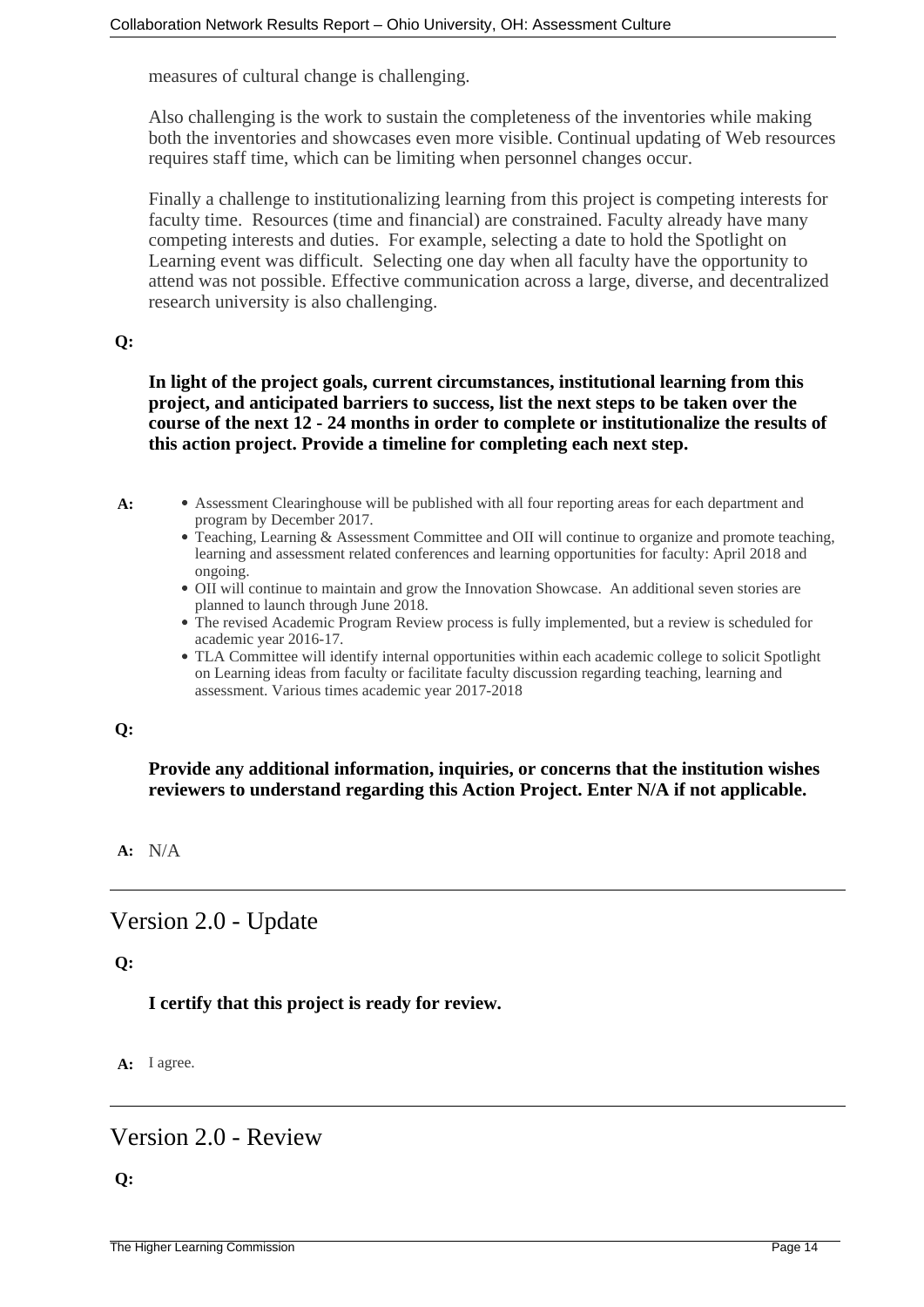measures of cultural change is challenging.

Also challenging is the work to sustain the completeness of the inventories while making both the inventories and showcases even more visible. Continual updating of Web resources requires staff time, which can be limiting when personnel changes occur.

Finally a challenge to institutionalizing learning from this project is competing interests for faculty time. Resources (time and financial) are constrained. Faculty already have many competing interests and duties. For example, selecting a date to hold the Spotlight on Learning event was difficult. Selecting one day when all faculty have the opportunity to attend was not possible. Effective communication across a large, diverse, and decentralized research university is also challenging.

**Q:**

**In light of the project goals, current circumstances, institutional learning from this project, and anticipated barriers to success, list the next steps to be taken over the course of the next 12 - 24 months in order to complete or institutionalize the results of this action project. Provide a timeline for completing each next step.**

**A:**

- Assessment Clearinghouse will be published with all four reporting areas for each department and program by December 2017.
- Teaching, Learning & Assessment Committee and OII will continue to organize and promote teaching, learning and assessment related conferences and learning opportunities for faculty: April 2018 and ongoing.
- OII will continue to maintain and grow the Innovation Showcase. An additional seven stories are planned to launch through June 2018.
- The revised Academic Program Review process is fully implemented, but a review is scheduled for academic year 2016-17.
- TLA Committee will identify internal opportunities within each academic college to solicit Spotlight on Learning ideas from faculty or facilitate faculty discussion regarding teaching, learning and assessment. Various times academic year 2017-2018

**Q:**

**Provide any additional information, inquiries, or concerns that the institution wishes reviewers to understand regarding this Action Project. Enter N/A if not applicable.**

**A:** N/A

---

## Version 2.0 - Update

**Q:**

**I certify that this project is ready for review.**

**A:** I agree.

---

## Version 2.0 - Review

**Q:**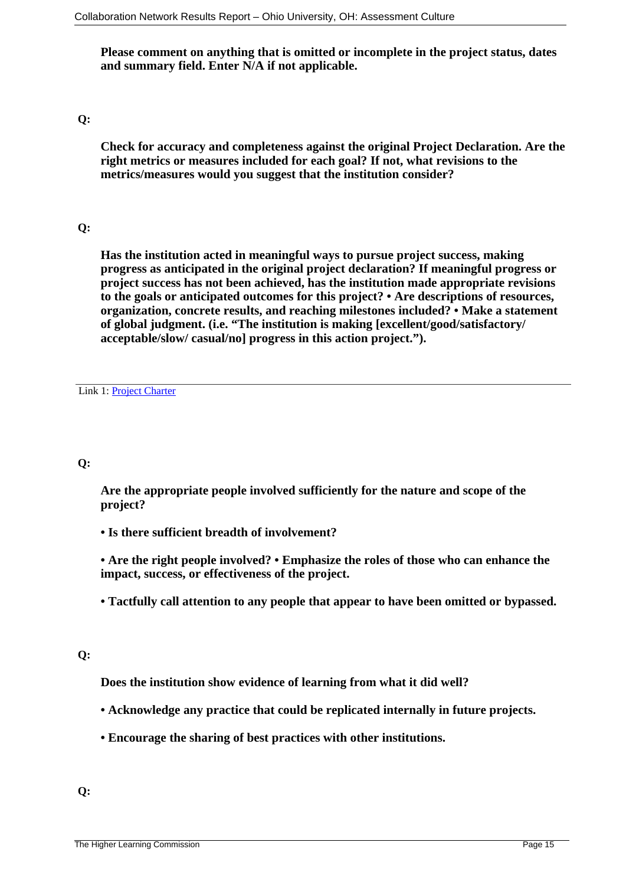**Please comment on anything that is omitted or incomplete in the project status, dates and summary field. Enter N/A if not applicable.**

**Q:**

**Check for accuracy and completeness against the original Project Declaration. Are the right metrics or measures included for each goal? If not, what revisions to the metrics/measures would you suggest that the institution consider?**

**Q:**

**Has the institution acted in meaningful ways to pursue project success, making progress as anticipated in the original project declaration? If meaningful progress or project success has not been achieved, has the institution made appropriate revisions to the goals or anticipated outcomes for this project? • Are descriptions of resources, organization, concrete results, and reaching milestones included? • Make a statement of global judgment. (i.e. "The institution is making [excellent/good/satisfactory/ acceptable/slow/ casual/no] progress in this action project.").**

---

Link 1: Project Charter

**Q:**

**Are the appropriate people involved sufficiently for the nature and scope of the project?**

**• Is there sufficient breadth of involvement?**

**• Are the right people involved? • Emphasize the roles of those who can enhance the impact, success, or effectiveness of the project.**

**• Tactfully call attention to any people that appear to have been omitted or bypassed.**

**Q:**

**Does the institution show evidence of learning from what it did well?**

**• Acknowledge any practice that could be replicated internally in future projects.**

**• Encourage the sharing of best practices with other institutions.**

**Q:**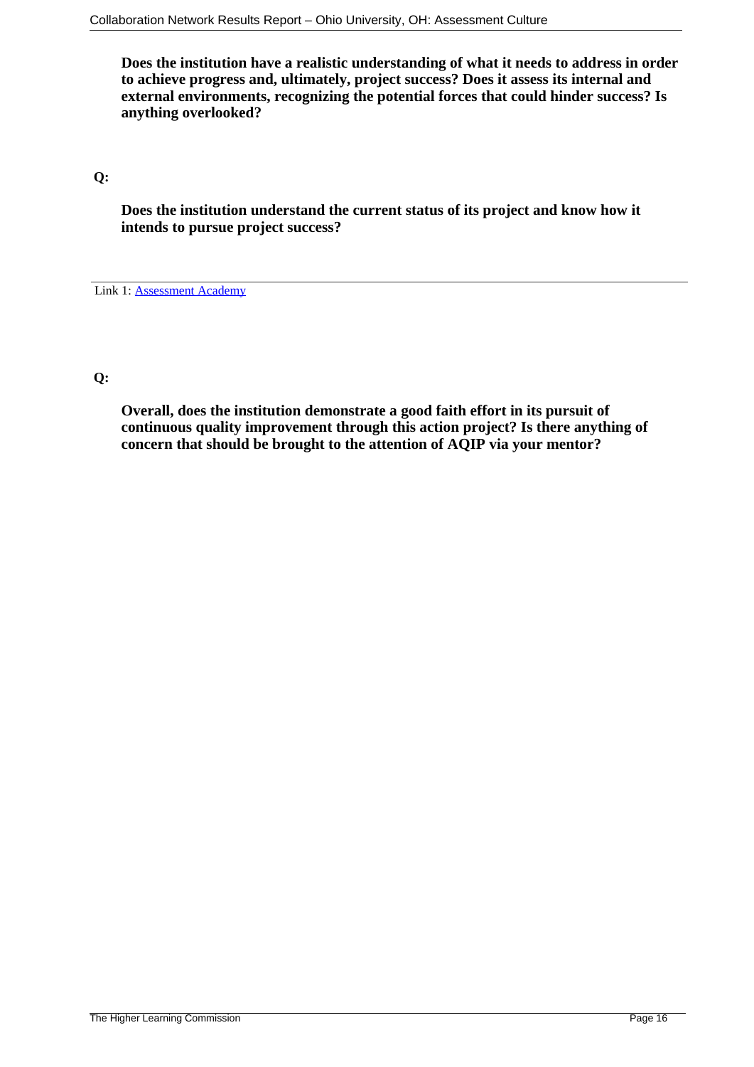**Does the institution have a realistic understanding of what it needs to address in order to achieve progress and, ultimately, project success? Does it assess its internal and external environments, recognizing the potential forces that could hinder success? Is anything overlooked?**

**Q:**

**Does the institution understand the current status of its project and know how it intends to pursue project success?**

---

Link 1: Assessment Academy

**Q:**

**Overall, does the institution demonstrate a good faith effort in its pursuit of continuous quality improvement through this action project? Is there anything of concern that should be brought to the attention of AQIP via your mentor?**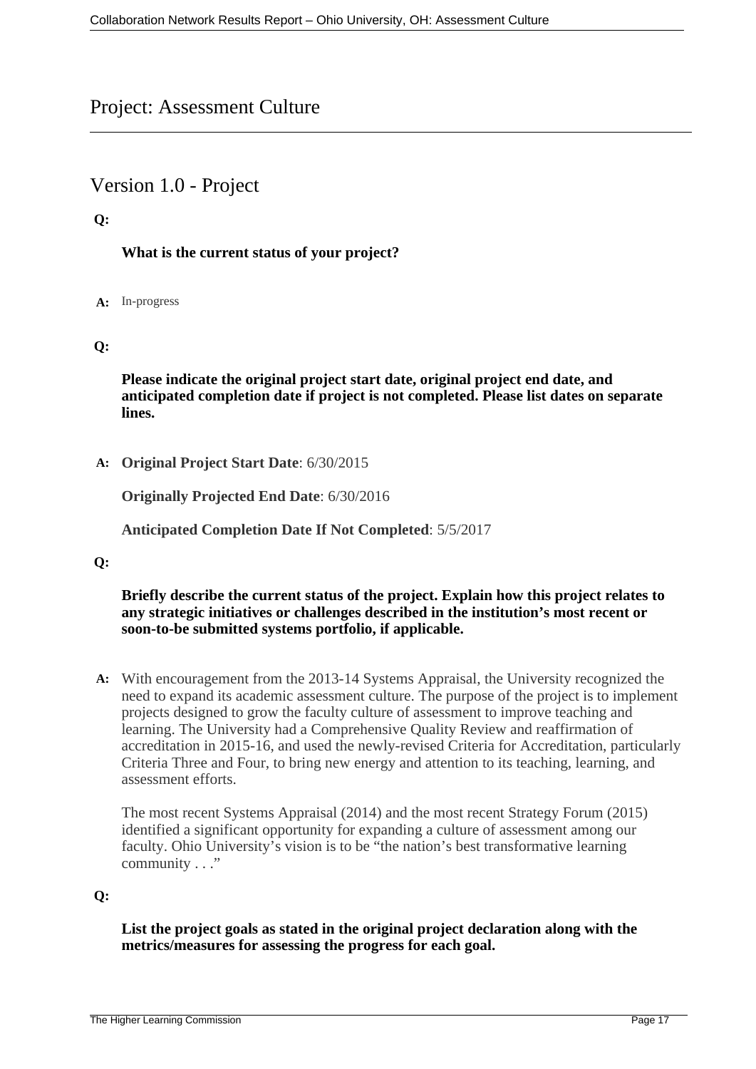# Project: Assessment Culture

## Version 1.0 - Project

**Q:**

**What is the current status of your project?**

**A:** In-progress

**Q:**

**Please indicate the original project start date, original project end date, and anticipated completion date if project is not completed. Please list dates on separate lines.**

**A:** **Original Project Start Date**: 6/30/2015

**Originally Projected End Date**: 6/30/2016

**Anticipated Completion Date If Not Completed**: 5/5/2017

**Q:**

**Briefly describe the current status of the project. Explain how this project relates to any strategic initiatives or challenges described in the institution's most recent or soon-to-be submitted systems portfolio, if applicable.**

**A:** With encouragement from the 2013-14 Systems Appraisal, the University recognized the need to expand its academic assessment culture. The purpose of the project is to implement projects designed to grow the faculty culture of assessment to improve teaching and learning. The University had a Comprehensive Quality Review and reaffirmation of accreditation in 2015-16, and used the newly-revised Criteria for Accreditation, particularly Criteria Three and Four, to bring new energy and attention to its teaching, learning, and assessment efforts.

The most recent Systems Appraisal (2014) and the most recent Strategy Forum (2015) identified a significant opportunity for expanding a culture of assessment among our faculty. Ohio University's vision is to be "the nation's best transformative learning community . . ."

**Q:**

**List the project goals as stated in the original project declaration along with the metrics/measures for assessing the progress for each goal.**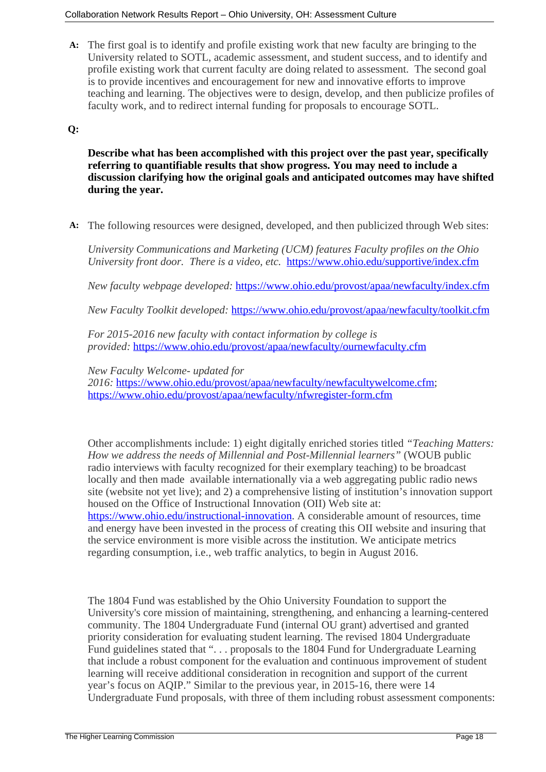**A:** The first goal is to identify and profile existing work that new faculty are bringing to the University related to SOTL, academic assessment, and student success, and to identify and profile existing work that current faculty are doing related to assessment. The second goal is to provide incentives and encouragement for new and innovative efforts to improve teaching and learning. The objectives were to design, develop, and then publicize profiles of faculty work, and to redirect internal funding for proposals to encourage SOTL.

**Q:**

**Describe what has been accomplished with this project over the past year, specifically referring to quantifiable results that show progress. You may need to include a discussion clarifying how the original goals and anticipated outcomes may have shifted during the year.**

**A:** The following resources were designed, developed, and then publicized through Web sites:

*University Communications and Marketing (UCM) features Faculty profiles on the Ohio University front door. There is a video, etc.* https://www.ohio.edu/supportive/index.cfm

*New faculty webpage developed:* https://www.ohio.edu/provost/apaa/newfaculty/index.cfm

*New Faculty Toolkit developed:* https://www.ohio.edu/provost/apaa/newfaculty/toolkit.cfm

*For 2015-2016 new faculty with contact information by college is provided:* https://www.ohio.edu/provost/apaa/newfaculty/ournewfaculty.cfm

*New Faculty Welcome- updated for 2016:* https://www.ohio.edu/provost/apaa/newfaculty/newfacultywelcome.cfm; https://www.ohio.edu/provost/apaa/newfaculty/nfwregister-form.cfm

Other accomplishments include: 1) eight digitally enriched stories titled *"Teaching Matters: How we address the needs of Millennial and Post-Millennial learners"* (WOUB public radio interviews with faculty recognized for their exemplary teaching) to be broadcast locally and then made available internationally via a web aggregating public radio news site (website not yet live); and 2) a comprehensive listing of institution's innovation support housed on the Office of Instructional Innovation (OII) Web site at: https://www.ohio.edu/instructional-innovation. A considerable amount of resources, time and energy have been invested in the process of creating this OII website and insuring that the service environment is more visible across the institution. We anticipate metrics regarding consumption, i.e., web traffic analytics, to begin in August 2016.

The 1804 Fund was established by the Ohio University Foundation to support the University's core mission of maintaining, strengthening, and enhancing a learning-centered community. The 1804 Undergraduate Fund (internal OU grant) advertised and granted priority consideration for evaluating student learning. The revised 1804 Undergraduate Fund guidelines stated that ". . . proposals to the 1804 Fund for Undergraduate Learning that include a robust component for the evaluation and continuous improvement of student learning will receive additional consideration in recognition and support of the current year's focus on AQIP." Similar to the previous year, in 2015-16, there were 14 Undergraduate Fund proposals, with three of them including robust assessment components: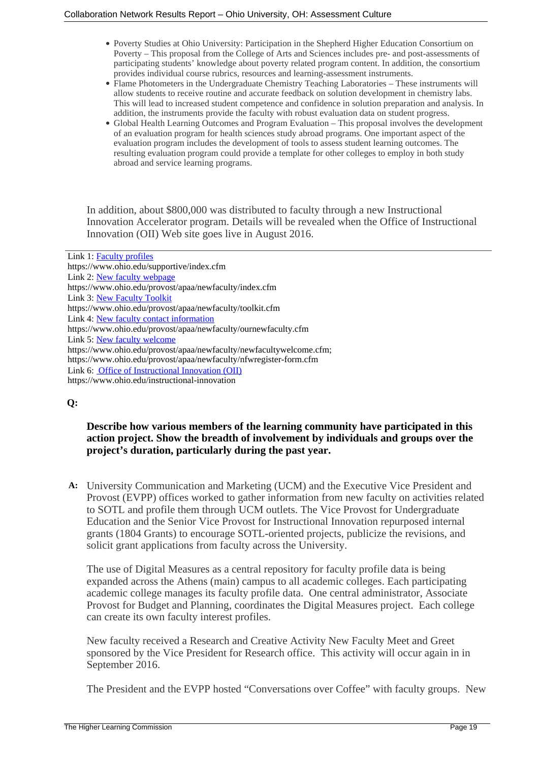- Poverty Studies at Ohio University: Participation in the Shepherd Higher Education Consortium on Poverty – This proposal from the College of Arts and Sciences includes pre- and post-assessments of participating students' knowledge about poverty related program content. In addition, the consortium provides individual course rubrics, resources and learning-assessment instruments.
- Flame Photometers in the Undergraduate Chemistry Teaching Laboratories – These instruments will allow students to receive routine and accurate feedback on solution development in chemistry labs. This will lead to increased student competence and confidence in solution preparation and analysis. In addition, the instruments provide the faculty with robust evaluation data on student progress.
- Global Health Learning Outcomes and Program Evaluation – This proposal involves the development of an evaluation program for health sciences study abroad programs. One important aspect of the evaluation program includes the development of tools to assess student learning outcomes. The resulting evaluation program could provide a template for other colleges to employ in both study abroad and service learning programs.

In addition, about $800,000 was distributed to faculty through a new Instructional Innovation Accelerator program. Details will be revealed when the Office of Instructional Innovation (OII) Web site goes live in August 2016.

---

Link 1: Faculty profiles
https://www.ohio.edu/supportive/index.cfm
Link 2: New faculty webpage
https://www.ohio.edu/provost/apaa/newfaculty/index.cfm
Link 3: New Faculty Toolkit
https://www.ohio.edu/provost/apaa/newfaculty/toolkit.cfm
Link 4: New faculty contact information
https://www.ohio.edu/provost/apaa/newfaculty/ournewfaculty.cfm
Link 5: New faculty welcome
https://www.ohio.edu/provost/apaa/newfaculty/newfacultywelcome.cfm;
https://www.ohio.edu/provost/apaa/newfaculty/nfwregister-form.cfm
Link 6: Office of Instructional Innovation (OII)
https://www.ohio.edu/instructional-innovation

**Q:**

**Describe how various members of the learning community have participated in this action project. Show the breadth of involvement by individuals and groups over the project's duration, particularly during the past year.**

**A:** University Communication and Marketing (UCM) and the Executive Vice President and Provost (EVPP) offices worked to gather information from new faculty on activities related to SOTL and profile them through UCM outlets. The Vice Provost for Undergraduate Education and the Senior Vice Provost for Instructional Innovation repurposed internal grants (1804 Grants) to encourage SOTL-oriented projects, publicize the revisions, and solicit grant applications from faculty across the University.

The use of Digital Measures as a central repository for faculty profile data is being expanded across the Athens (main) campus to all academic colleges. Each participating academic college manages its faculty profile data. One central administrator, Associate Provost for Budget and Planning, coordinates the Digital Measures project. Each college can create its own faculty interest profiles.

New faculty received a Research and Creative Activity New Faculty Meet and Greet sponsored by the Vice President for Research office. This activity will occur again in in September 2016.

The President and the EVPP hosted "Conversations over Coffee" with faculty groups. New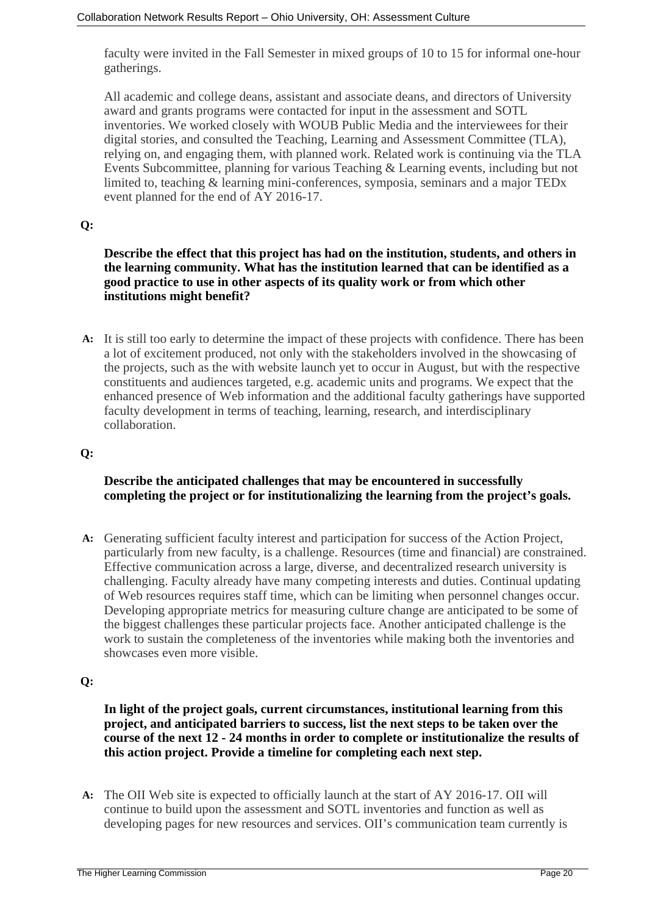faculty were invited in the Fall Semester in mixed groups of 10 to 15 for informal one-hour gatherings.

All academic and college deans, assistant and associate deans, and directors of University award and grants programs were contacted for input in the assessment and SOTL inventories. We worked closely with WOUB Public Media and the interviewees for their digital stories, and consulted the Teaching, Learning and Assessment Committee (TLA), relying on, and engaging them, with planned work. Related work is continuing via the TLA Events Subcommittee, planning for various Teaching & Learning events, including but not limited to, teaching & learning mini-conferences, symposia, seminars and a major TEDx event planned for the end of AY 2016-17.

**Q:**

**Describe the effect that this project has had on the institution, students, and others in the learning community. What has the institution learned that can be identified as a good practice to use in other aspects of its quality work or from which other institutions might benefit?**

**A:** It is still too early to determine the impact of these projects with confidence. There has been a lot of excitement produced, not only with the stakeholders involved in the showcasing of the projects, such as the with website launch yet to occur in August, but with the respective constituents and audiences targeted, e.g. academic units and programs. We expect that the enhanced presence of Web information and the additional faculty gatherings have supported faculty development in terms of teaching, learning, research, and interdisciplinary collaboration.

**Q:**

**Describe the anticipated challenges that may be encountered in successfully completing the project or for institutionalizing the learning from the project's goals.**

**A:** Generating sufficient faculty interest and participation for success of the Action Project, particularly from new faculty, is a challenge. Resources (time and financial) are constrained. Effective communication across a large, diverse, and decentralized research university is challenging. Faculty already have many competing interests and duties. Continual updating of Web resources requires staff time, which can be limiting when personnel changes occur. Developing appropriate metrics for measuring culture change are anticipated to be some of the biggest challenges these particular projects face. Another anticipated challenge is the work to sustain the completeness of the inventories while making both the inventories and showcases even more visible.

**Q:**

**In light of the project goals, current circumstances, institutional learning from this project, and anticipated barriers to success, list the next steps to be taken over the course of the next 12 - 24 months in order to complete or institutionalize the results of this action project. Provide a timeline for completing each next step.**

**A:** The OII Web site is expected to officially launch at the start of AY 2016-17. OII will continue to build upon the assessment and SOTL inventories and function as well as developing pages for new resources and services. OII's communication team currently is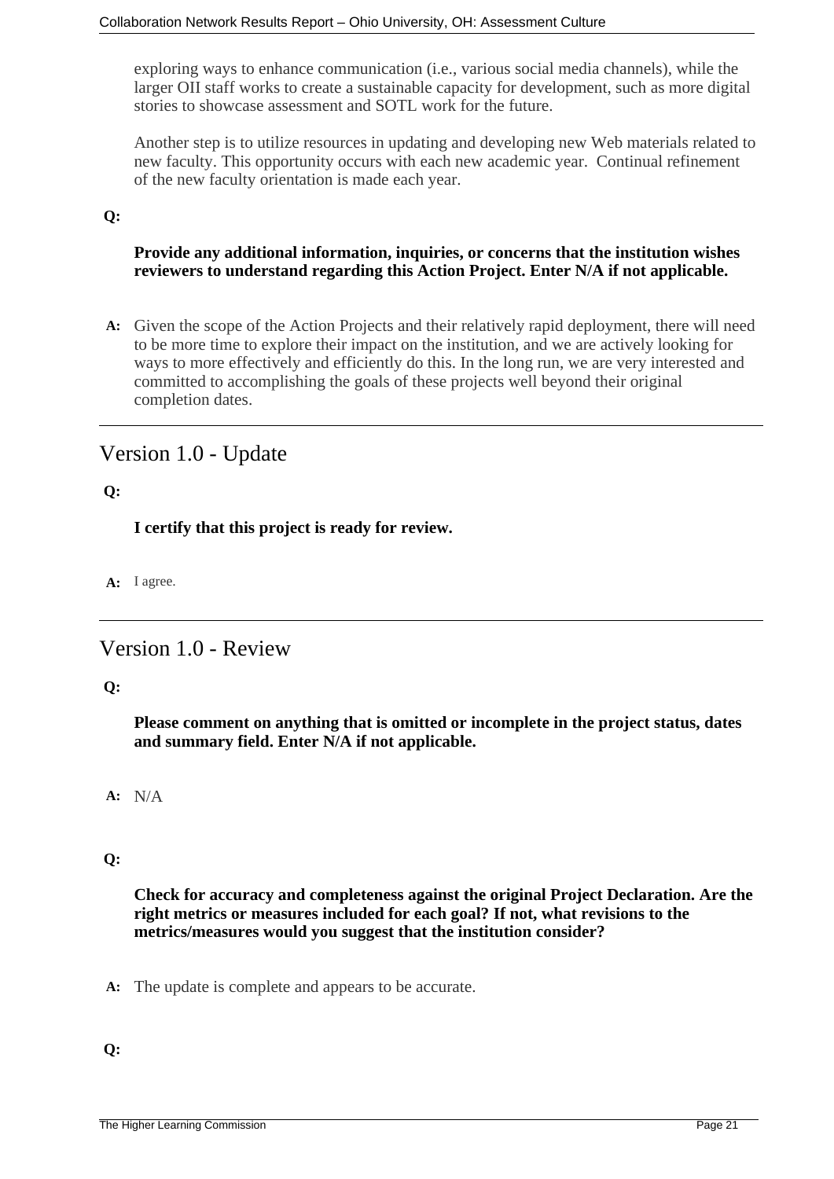exploring ways to enhance communication (i.e., various social media channels), while the larger OII staff works to create a sustainable capacity for development, such as more digital stories to showcase assessment and SOTL work for the future.

Another step is to utilize resources in updating and developing new Web materials related to new faculty. This opportunity occurs with each new academic year. Continual refinement of the new faculty orientation is made each year.

**Q:**

**Provide any additional information, inquiries, or concerns that the institution wishes reviewers to understand regarding this Action Project. Enter N/A if not applicable.**

**A:** Given the scope of the Action Projects and their relatively rapid deployment, there will need to be more time to explore their impact on the institution, and we are actively looking for ways to more effectively and efficiently do this. In the long run, we are very interested and committed to accomplishing the goals of these projects well beyond their original completion dates.

---

## Version 1.0 - Update

**Q:**

**I certify that this project is ready for review.**

**A:** I agree.

---

## Version 1.0 - Review

**Q:**

**Please comment on anything that is omitted or incomplete in the project status, dates and summary field. Enter N/A if not applicable.**

**A:** N/A

**Q:**

**Check for accuracy and completeness against the original Project Declaration. Are the right metrics or measures included for each goal? If not, what revisions to the metrics/measures would you suggest that the institution consider?**

**A:** The update is complete and appears to be accurate.

**Q:**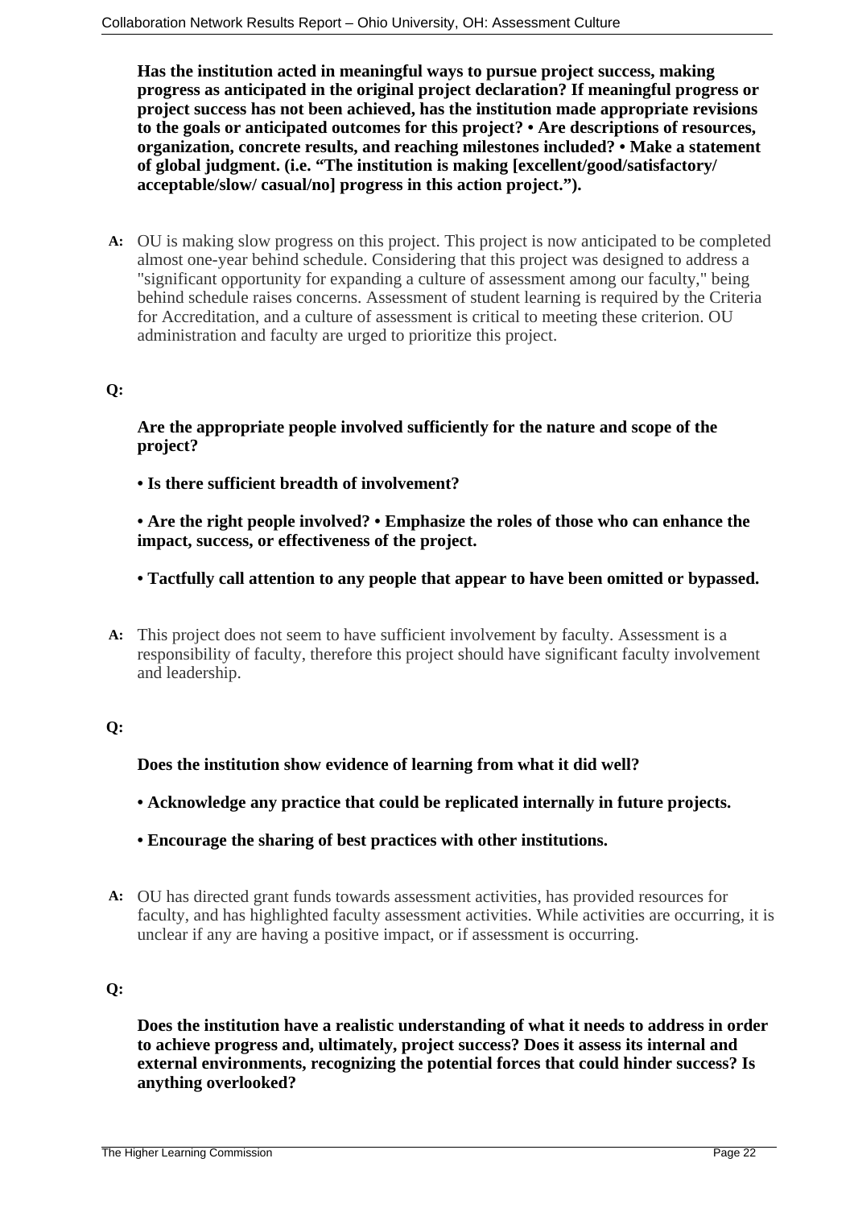**Has the institution acted in meaningful ways to pursue project success, making progress as anticipated in the original project declaration? If meaningful progress or project success has not been achieved, has the institution made appropriate revisions to the goals or anticipated outcomes for this project? • Are descriptions of resources, organization, concrete results, and reaching milestones included? • Make a statement of global judgment. (i.e. "The institution is making [excellent/good/satisfactory/ acceptable/slow/ casual/no] progress in this action project.").**

**A:** OU is making slow progress on this project. This project is now anticipated to be completed almost one-year behind schedule. Considering that this project was designed to address a "significant opportunity for expanding a culture of assessment among our faculty," being behind schedule raises concerns. Assessment of student learning is required by the Criteria for Accreditation, and a culture of assessment is critical to meeting these criterion. OU administration and faculty are urged to prioritize this project.

**Q:**

**Are the appropriate people involved sufficiently for the nature and scope of the project?**

**• Is there sufficient breadth of involvement?**

**• Are the right people involved? • Emphasize the roles of those who can enhance the impact, success, or effectiveness of the project.**

**• Tactfully call attention to any people that appear to have been omitted or bypassed.**

**A:** This project does not seem to have sufficient involvement by faculty. Assessment is a responsibility of faculty, therefore this project should have significant faculty involvement and leadership.

**Q:**

**Does the institution show evidence of learning from what it did well?**

**• Acknowledge any practice that could be replicated internally in future projects.**

**• Encourage the sharing of best practices with other institutions.**

**A:** OU has directed grant funds towards assessment activities, has provided resources for faculty, and has highlighted faculty assessment activities. While activities are occurring, it is unclear if any are having a positive impact, or if assessment is occurring.

**Q:**

**Does the institution have a realistic understanding of what it needs to address in order to achieve progress and, ultimately, project success? Does it assess its internal and external environments, recognizing the potential forces that could hinder success? Is anything overlooked?**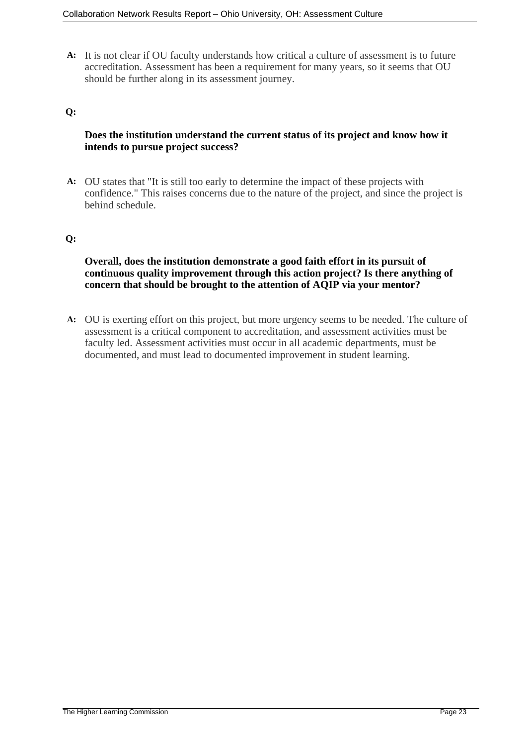**A:** It is not clear if OU faculty understands how critical a culture of assessment is to future accreditation. Assessment has been a requirement for many years, so it seems that OU should be further along in its assessment journey.

**Q:**

**Does the institution understand the current status of its project and know how it intends to pursue project success?**

**A:** OU states that "It is still too early to determine the impact of these projects with confidence." This raises concerns due to the nature of the project, and since the project is behind schedule.

**Q:**

**Overall, does the institution demonstrate a good faith effort in its pursuit of continuous quality improvement through this action project? Is there anything of concern that should be brought to the attention of AQIP via your mentor?**

**A:** OU is exerting effort on this project, but more urgency seems to be needed. The culture of assessment is a critical component to accreditation, and assessment activities must be faculty led. Assessment activities must occur in all academic departments, must be documented, and must lead to documented improvement in student learning.